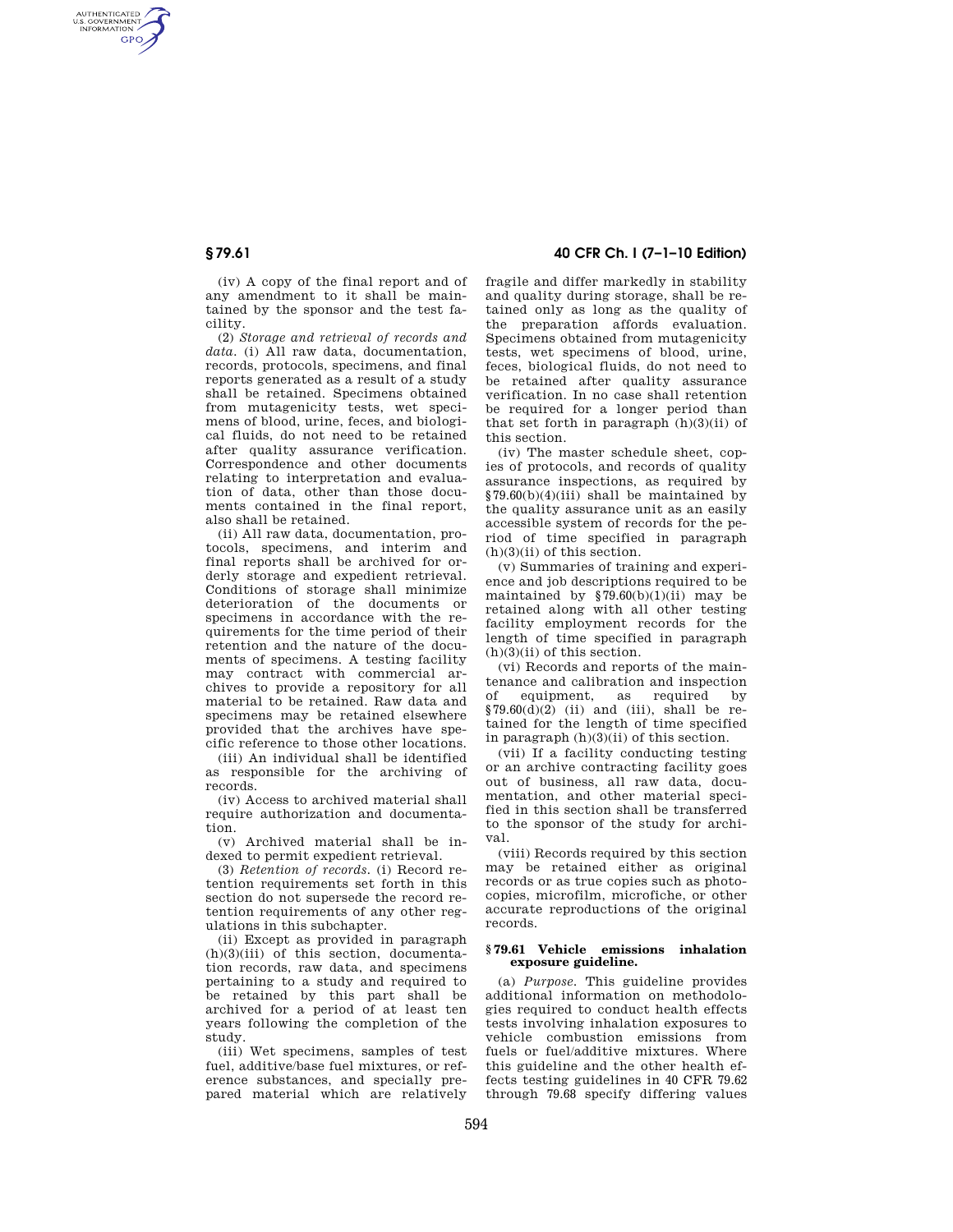(iv) A copy of the final report and of any amendment to it shall be maintained by the sponsor and the test facility.

(2) *Storage and retrieval of records and data.* (i) All raw data, documentation, records, protocols, specimens, and final reports generated as a result of a study shall be retained. Specimens obtained from mutagenicity tests, wet specimens of blood, urine, feces, and biological fluids, do not need to be retained after quality assurance verification. Correspondence and other documents relating to interpretation and evaluation of data, other than those documents contained in the final report, also shall be retained.

(ii) All raw data, documentation, protocols, specimens, and interim and final reports shall be archived for orderly storage and expedient retrieval. Conditions of storage shall minimize deterioration of the documents or specimens in accordance with the requirements for the time period of their retention and the nature of the documents of specimens. A testing facility may contract with commercial archives to provide a repository for all material to be retained. Raw data and specimens may be retained elsewhere provided that the archives have specific reference to those other locations.

(iii) An individual shall be identified as responsible for the archiving of records.

(iv) Access to archived material shall require authorization and documentation.

(v) Archived material shall be indexed to permit expedient retrieval.

(3) *Retention of records.* (i) Record retention requirements set forth in this section do not supersede the record retention requirements of any other regulations in this subchapter.

(ii) Except as provided in paragraph (h)(3)(iii) of this section, documentation records, raw data, and specimens pertaining to a study and required to be retained by this part shall be archived for a period of at least ten years following the completion of the study.

(iii) Wet specimens, samples of test fuel, additive/base fuel mixtures, or reference substances, and specially prepared material which are relatively fragile and differ markedly in stability and quality during storage, shall be retained only as long as the quality of the preparation affords evaluation. Specimens obtained from mutagenicity tests, wet specimens of blood, urine, feces, biological fluids, do not need to be retained after quality assurance verification. In no case shall retention be required for a longer period than that set forth in paragraph (h)(3)(ii) of this section.

(iv) The master schedule sheet, copies of protocols, and records of quality assurance inspections, as required by §79.60(b)(4)(iii) shall be maintained by the quality assurance unit as an easily accessible system of records for the period of time specified in paragraph (h)(3)(ii) of this section.

(v) Summaries of training and experience and job descriptions required to be maintained by §79.60(b)(1)(ii) may be retained along with all other testing facility employment records for the length of time specified in paragraph (h)(3)(ii) of this section.

(vi) Records and reports of the maintenance and calibration and inspection of equipment, as required by §79.60(d)(2) (ii) and (iii), shall be retained for the length of time specified in paragraph (h)(3)(ii) of this section.

(vii) If a facility conducting testing or an archive contracting facility goes out of business, all raw data, documentation, and other material specified in this section shall be transferred to the sponsor of the study for archival.

(viii) Records required by this section may be retained either as original records or as true copies such as photocopies, microfilm, microfiche, or other accurate reproductions of the original records.

### § 79.61 Vehicle emissions inhalation exposure guideline.

(a) *Purpose.* This guideline provides additional information on methodologies required to conduct health effects tests involving inhalation exposures to vehicle combustion emissions from fuels or fuel/additive mixtures. Where this guideline and the other health effects testing guidelines in 40 CFR 79.62 through 79.68 specify differing values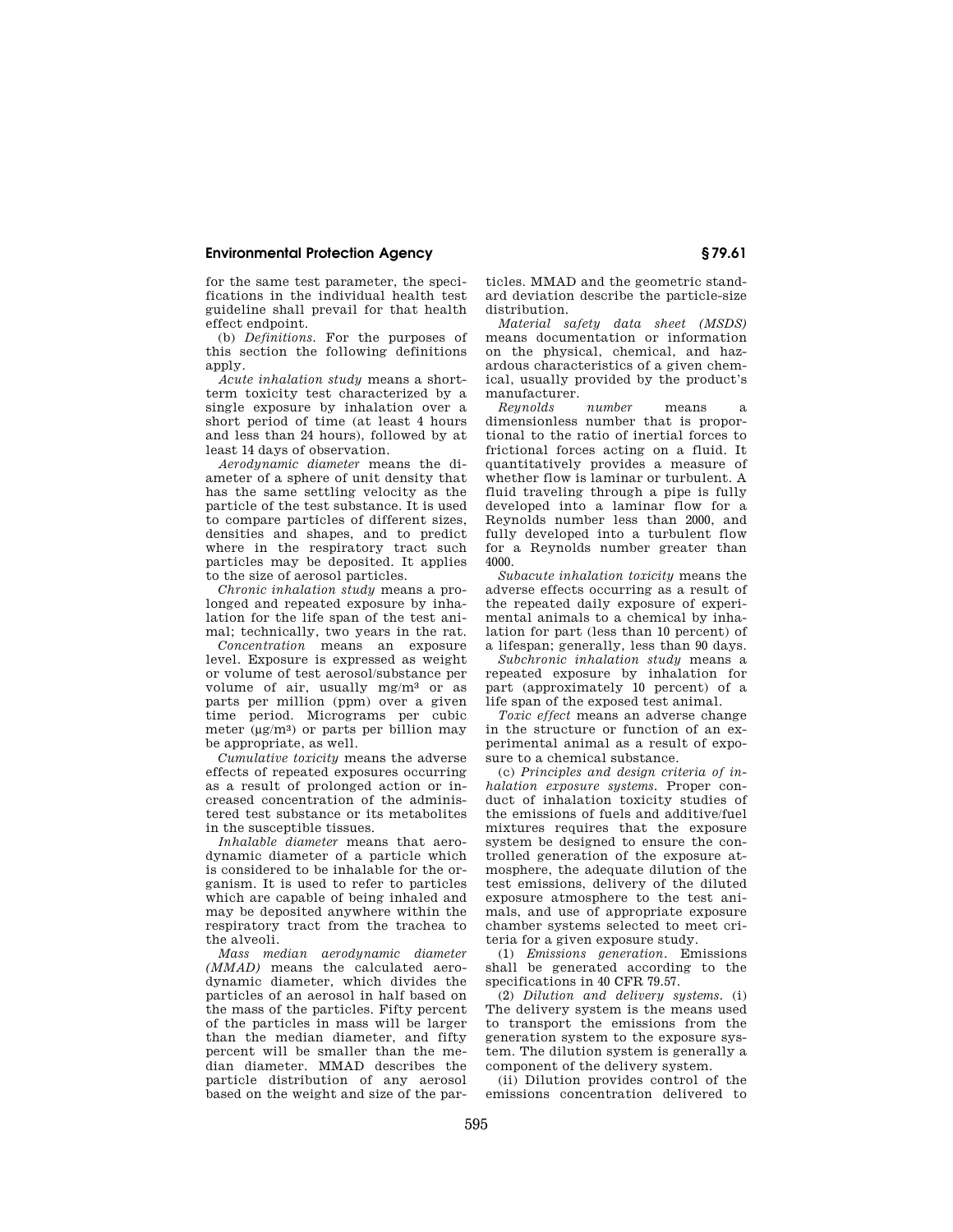for the same test parameter, the specifications in the individual health test guideline shall prevail for that health effect endpoint.

(b) *Definitions.* For the purposes of this section the following definitions apply.

*Acute inhalation study* means a short-term toxicity test characterized by a single exposure by inhalation over a short period of time (at least 4 hours and less than 24 hours), followed by at least 14 days of observation.

*Aerodynamic diameter* means the diameter of a sphere of unit density that has the same settling velocity as the particle of the test substance. It is used to compare particles of different sizes, densities and shapes, and to predict where in the respiratory tract such particles may be deposited. It applies to the size of aerosol particles.

*Chronic inhalation study* means a prolonged and repeated exposure by inhalation for the life span of the test animal; technically, two years in the rat.

*Concentration* means an exposure level. Exposure is expressed as weight or volume of test aerosol/substance per volume of air, usually $mg/m^3$ or as parts per million (ppm) over a given time period. Micrograms per cubic meter ($\mu g/m^3$) or parts per billion may be appropriate, as well.

*Cumulative toxicity* means the adverse effects of repeated exposures occurring as a result of prolonged action or increased concentration of the administered test substance or its metabolites in the susceptible tissues.

*Inhalable diameter* means that aerodynamic diameter of a particle which is considered to be inhalable for the organism. It is used to refer to particles which are capable of being inhaled and may be deposited anywhere within the respiratory tract from the trachea to the alveoli.

*Mass median aerodynamic diameter (MMAD)* means the calculated aerodynamic diameter, which divides the particles of an aerosol in half based on the mass of the particles. Fifty percent of the particles in mass will be larger than the median diameter, and fifty percent will be smaller than the median diameter. MMAD describes the particle distribution of any aerosol based on the weight and size of the particles. MMAD and the geometric standard deviation describe the particle-size distribution.

*Material safety data sheet (MSDS)* means documentation or information on the physical, chemical, and hazardous characteristics of a given chemical, usually provided by the product's manufacturer.

*Reynolds number* means a dimensionless number that is proportional to the ratio of inertial forces to frictional forces acting on a fluid. It quantitatively provides a measure of whether flow is laminar or turbulent. A fluid traveling through a pipe is fully developed into a laminar flow for a Reynolds number less than 2000, and fully developed into a turbulent flow for a Reynolds number greater than 4000.

*Subacute inhalation toxicity* means the adverse effects occurring as a result of the repeated daily exposure of experimental animals to a chemical by inhalation for part (less than 10 percent) of a lifespan; generally, less than 90 days.

*Subchronic inhalation study* means a repeated exposure by inhalation for part (approximately 10 percent) of a life span of the exposed test animal.

*Toxic effect* means an adverse change in the structure or function of an experimental animal as a result of exposure to a chemical substance.

(c) *Principles and design criteria of inhalation exposure systems.* Proper conduct of inhalation toxicity studies of the emissions of fuels and additive/fuel mixtures requires that the exposure system be designed to ensure the controlled generation of the exposure atmosphere, the adequate dilution of the test emissions, delivery of the diluted exposure atmosphere to the test animals, and use of appropriate exposure chamber systems selected to meet criteria for a given exposure study.

(1) *Emissions generation.* Emissions shall be generated according to the specifications in 40 CFR 79.57.

(2) *Dilution and delivery systems.* (i) The delivery system is the means used to transport the emissions from the generation system to the exposure system. The dilution system is generally a component of the delivery system.

(ii) Dilution provides control of the emissions concentration delivered to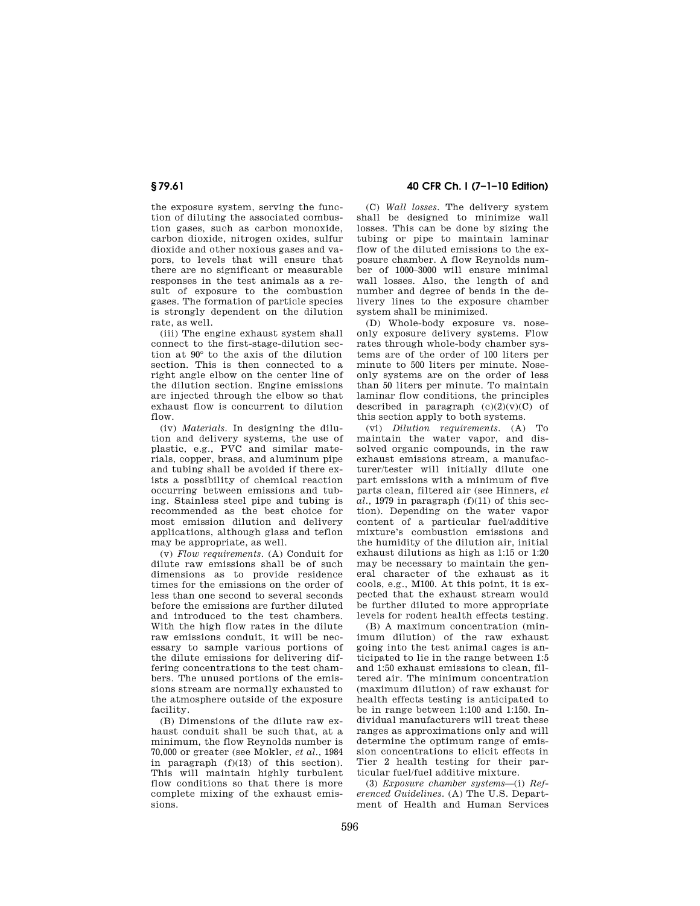the exposure system, serving the function of diluting the associated combustion gases, such as carbon monoxide, carbon dioxide, nitrogen oxides, sulfur dioxide and other noxious gases and vapors, to levels that will ensure that there are no significant or measurable responses in the test animals as a result of exposure to the combustion gases. The formation of particle species is strongly dependent on the dilution rate, as well.

(iii) The engine exhaust system shall connect to the first-stage-dilution section at 90° to the axis of the dilution section. This is then connected to a right angle elbow on the center line of the dilution section. Engine emissions are injected through the elbow so that exhaust flow is concurrent to dilution flow.

(iv) *Materials.* In designing the dilution and delivery systems, the use of plastic, e.g., PVC and similar materials, copper, brass, and aluminum pipe and tubing shall be avoided if there exists a possibility of chemical reaction occurring between emissions and tubing. Stainless steel pipe and tubing is recommended as the best choice for most emission dilution and delivery applications, although glass and teflon may be appropriate, as well.

(v) *Flow requirements.* (A) Conduit for dilute raw emissions shall be of such dimensions as to provide residence times for the emissions on the order of less than one second to several seconds before the emissions are further diluted and introduced to the test chambers. With the high flow rates in the dilute raw emissions conduit, it will be necessary to sample various portions of the dilute emissions for delivering differing concentrations to the test chambers. The unused portions of the emissions stream are normally exhausted to the atmosphere outside of the exposure facility.

(B) Dimensions of the dilute raw exhaust conduit shall be such that, at a minimum, the flow Reynolds number is 70,000 or greater (see Mokler, *et al.*, 1984 in paragraph (f)(13) of this section). This will maintain highly turbulent flow conditions so that there is more complete mixing of the exhaust emissions.

(C) *Wall losses.* The delivery system shall be designed to minimize wall losses. This can be done by sizing the tubing or pipe to maintain laminar flow of the diluted emissions to the exposure chamber. A flow Reynolds number of 1000–3000 will ensure minimal wall losses. Also, the length of and number and degree of bends in the delivery lines to the exposure chamber system shall be minimized.

(D) Whole-body exposure vs. nose-only exposure delivery systems. Flow rates through whole-body chamber systems are of the order of 100 liters per minute to 500 liters per minute. Nose-only systems are on the order of less than 50 liters per minute. To maintain laminar flow conditions, the principles described in paragraph (c)(2)(v)(C) of this section apply to both systems.

(vi) *Dilution requirements.* (A) To maintain the water vapor, and dissolved organic compounds, in the raw exhaust emissions stream, a manufacturer/tester will initially dilute one part emissions with a minimum of five parts clean, filtered air (see Hinners, *et al.*, 1979 in paragraph (f)(11) of this section). Depending on the water vapor content of a particular fuel/additive mixture's combustion emissions and the humidity of the dilution air, initial exhaust dilutions as high as 1:15 or 1:20 may be necessary to maintain the general character of the exhaust as it cools, e.g., M100. At this point, it is expected that the exhaust stream would be further diluted to more appropriate levels for rodent health effects testing.

(B) A maximum concentration (minimum dilution) of the raw exhaust going into the test animal cages is anticipated to lie in the range between 1:5 and 1:50 exhaust emissions to clean, filtered air. The minimum concentration (maximum dilution) of raw exhaust for health effects testing is anticipated to be in range between 1:100 and 1:150. Individual manufacturers will treat these ranges as approximations only and will determine the optimum range of emission concentrations to elicit effects in Tier 2 health testing for their particular fuel/fuel additive mixture.

(3) *Exposure chamber systems*—(i) *Referenced Guidelines.* (A) The U.S. Department of Health and Human Services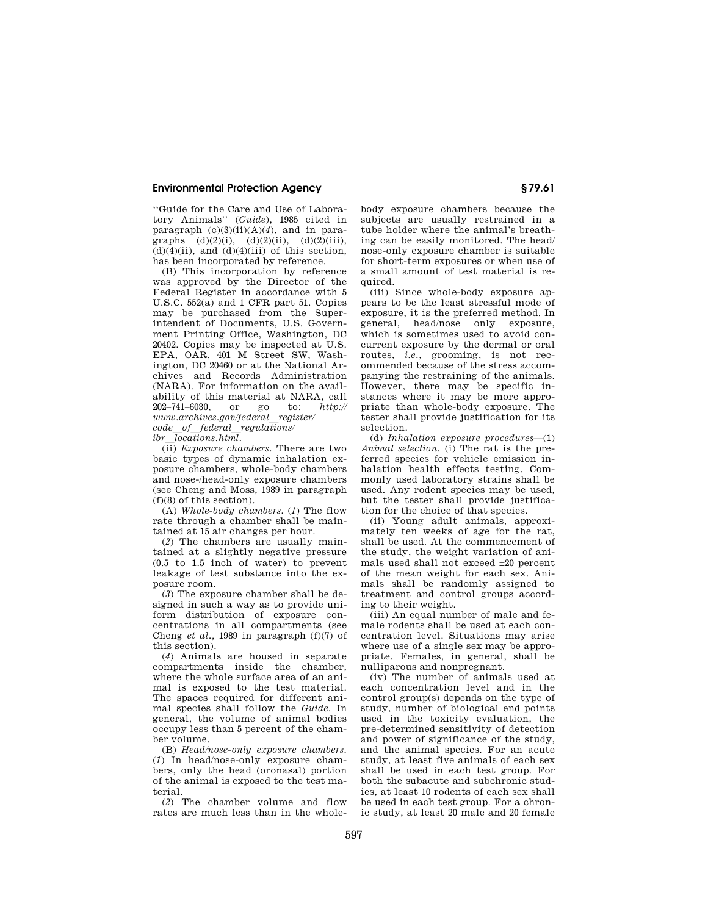''Guide for the Care and Use of Laboratory Animals'' (*Guide*), 1985 cited in paragraph (c)(3)(ii)(A)(*4*), and in paragraphs (d)(2)(i), (d)(2)(ii), (d)(2)(iii), (d)(4)(ii), and (d)(4)(iii) of this section, has been incorporated by reference.

(B) This incorporation by reference was approved by the Director of the Federal Register in accordance with 5 U.S.C. 552(a) and 1 CFR part 51. Copies may be purchased from the Superintendent of Documents, U.S. Government Printing Office, Washington, DC 20402. Copies may be inspected at U.S. EPA, OAR, 401 M Street SW, Washington, DC 20460 or at the National Archives and Records Administration (NARA). For information on the availability of this material at NARA, call 202–741–6030, or go to: *http://www.archives.gov/federal_register/code_of_federal_regulations/ibr_locations.html.*

(ii) *Exposure chambers.* There are two basic types of dynamic inhalation exposure chambers, whole-body chambers and nose-/head-only exposure chambers (see Cheng and Moss, 1989 in paragraph (f)(8) of this section).

(A) *Whole-body chambers.* (*1*) The flow rate through a chamber shall be maintained at 15 air changes per hour.

(*2*) The chambers are usually maintained at a slightly negative pressure (0.5 to 1.5 inch of water) to prevent leakage of test substance into the exposure room.

(*3*) The exposure chamber shall be designed in such a way as to provide uniform distribution of exposure concentrations in all compartments (see Cheng *et al.*, 1989 in paragraph (f)(7) of this section).

(*4*) Animals are housed in separate compartments inside the chamber, where the whole surface area of an animal is exposed to the test material. The spaces required for different animal species shall follow the *Guide*. In general, the volume of animal bodies occupy less than 5 percent of the chamber volume.

(B) *Head/nose-only exposure chambers.* (*1*) In head/nose-only exposure chambers, only the head (oronasal) portion of the animal is exposed to the test material.

(*2*) The chamber volume and flow rates are much less than in the whole-body exposure chambers because the subjects are usually restrained in a tube holder where the animal's breathing can be easily monitored. The head/nose-only exposure chamber is suitable for short-term exposures or when use of a small amount of test material is required.

(iii) Since whole-body exposure appears to be the least stressful mode of exposure, it is the preferred method. In general, head/nose only exposure, which is sometimes used to avoid concurrent exposure by the dermal or oral routes, *i.e.*, grooming, is not recommended because of the stress accompanying the restraining of the animals. However, there may be specific instances where it may be more appropriate than whole-body exposure. The tester shall provide justification for its selection.

(d) *Inhalation exposure procedures*—(1) *Animal selection.* (i) The rat is the preferred species for vehicle emission inhalation health effects testing. Commonly used laboratory strains shall be used. Any rodent species may be used, but the tester shall provide justification for the choice of that species.

(ii) Young adult animals, approximately ten weeks of age for the rat, shall be used. At the commencement of the study, the weight variation of animals used shall not exceed ±20 percent of the mean weight for each sex. Animals shall be randomly assigned to treatment and control groups according to their weight.

(iii) An equal number of male and female rodents shall be used at each concentration level. Situations may arise where use of a single sex may be appropriate. Females, in general, shall be nulliparous and nonpregnant.

(iv) The number of animals used at each concentration level and in the control group(s) depends on the type of study, number of biological end points used in the toxicity evaluation, the pre-determined sensitivity of detection and power of significance of the study, and the animal species. For an acute study, at least five animals of each sex shall be used in each test group. For both the subacute and subchronic studies, at least 10 rodents of each sex shall be used in each test group. For a chronic study, at least 20 male and 20 female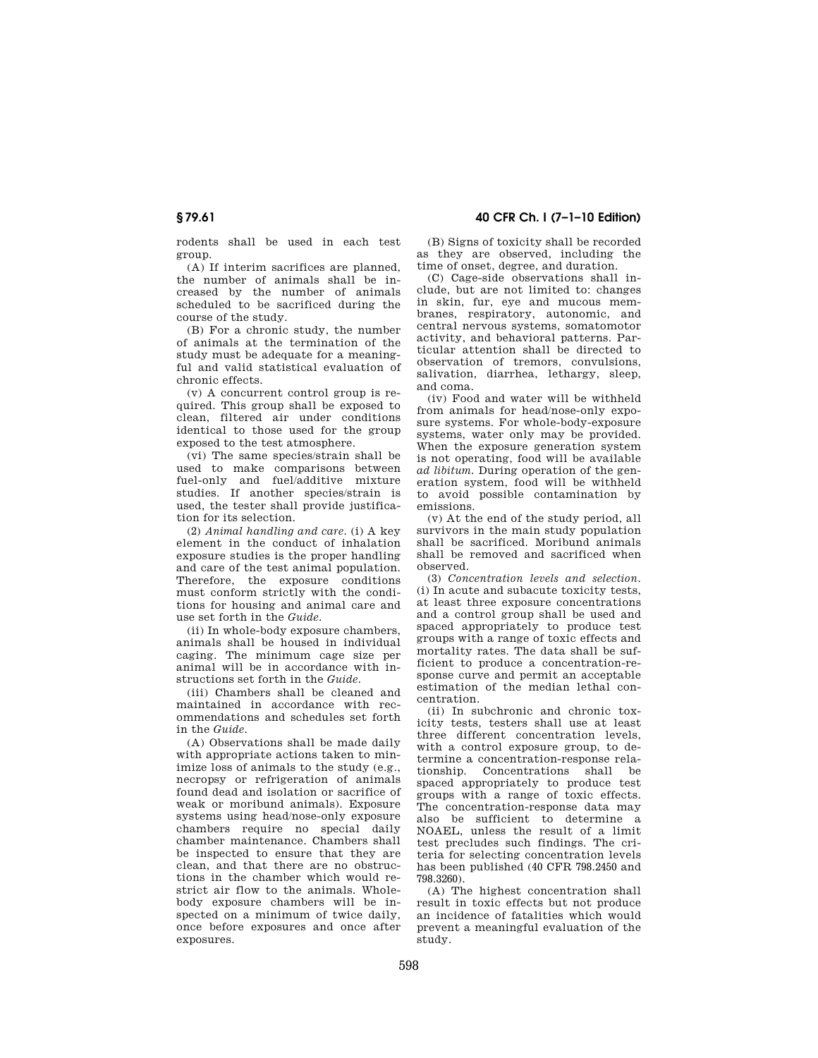rodents shall be used in each test group.

(A) If interim sacrifices are planned, the number of animals shall be increased by the number of animals scheduled to be sacrificed during the course of the study.

(B) For a chronic study, the number of animals at the termination of the study must be adequate for a meaningful and valid statistical evaluation of chronic effects.

(v) A concurrent control group is required. This group shall be exposed to clean, filtered air under conditions identical to those used for the group exposed to the test atmosphere.

(vi) The same species/strain shall be used to make comparisons between fuel-only and fuel/additive mixture studies. If another species/strain is used, the tester shall provide justification for its selection.

(2) *Animal handling and care.* (i) A key element in the conduct of inhalation exposure studies is the proper handling and care of the test animal population. Therefore, the exposure conditions must conform strictly with the conditions for housing and animal care and use set forth in the *Guide*.

(ii) In whole-body exposure chambers, animals shall be housed in individual caging. The minimum cage size per animal will be in accordance with instructions set forth in the *Guide*.

(iii) Chambers shall be cleaned and maintained in accordance with recommendations and schedules set forth in the *Guide*.

(A) Observations shall be made daily with appropriate actions taken to minimize loss of animals to the study (e.g., necropsy or refrigeration of animals found dead and isolation or sacrifice of weak or moribund animals). Exposure systems using head/nose-only exposure chambers require no special daily chamber maintenance. Chambers shall be inspected to ensure that they are clean, and that there are no obstructions in the chamber which would restrict air flow to the animals. Whole-body exposure chambers will be inspected on a minimum of twice daily, once before exposures and once after exposures.

(B) Signs of toxicity shall be recorded as they are observed, including the time of onset, degree, and duration.

(C) Cage-side observations shall include, but are not limited to: changes in skin, fur, eye and mucous membranes, respiratory, autonomic, and central nervous systems, somatomotor activity, and behavioral patterns. Particular attention shall be directed to observation of tremors, convulsions, salivation, diarrhea, lethargy, sleep, and coma.

(iv) Food and water will be withheld from animals for head/nose-only exposure systems. For whole-body-exposure systems, water only may be provided. When the exposure generation system is not operating, food will be available *ad libitum*. During operation of the generation system, food will be withheld to avoid possible contamination by emissions.

(v) At the end of the study period, all survivors in the main study population shall be sacrificed. Moribund animals shall be removed and sacrificed when observed.

(3) *Concentration levels and selection.* (i) In acute and subacute toxicity tests, at least three exposure concentrations and a control group shall be used and spaced appropriately to produce test groups with a range of toxic effects and mortality rates. The data shall be sufficient to produce a concentration-response curve and permit an acceptable estimation of the median lethal concentration.

(ii) In subchronic and chronic toxicity tests, testers shall use at least three different concentration levels, with a control exposure group, to determine a concentration-response relationship. Concentrations shall be spaced appropriately to produce test groups with a range of toxic effects. The concentration-response data may also be sufficient to determine a NOAEL, unless the result of a limit test precludes such findings. The criteria for selecting concentration levels has been published (40 CFR 798.2450 and 798.3260).

(A) The highest concentration shall result in toxic effects but not produce an incidence of fatalities which would prevent a meaningful evaluation of the study.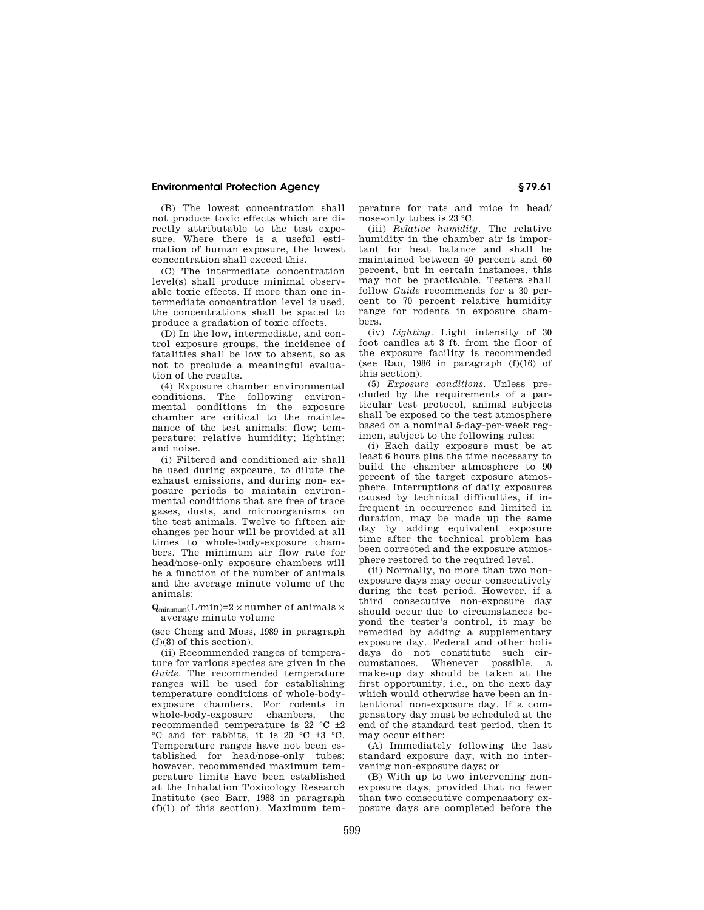(B) The lowest concentration shall not produce toxic effects which are directly attributable to the test exposure. Where there is a useful estimation of human exposure, the lowest concentration shall exceed this.

(C) The intermediate concentration level(s) shall produce minimal observable toxic effects. If more than one intermediate concentration level is used, the concentrations shall be spaced to produce a gradation of toxic effects.

(D) In the low, intermediate, and control exposure groups, the incidence of fatalities shall be low to absent, so as not to preclude a meaningful evaluation of the results.

(4) Exposure chamber environmental conditions. The following environmental conditions in the exposure chamber are critical to the maintenance of the test animals: flow; temperature; relative humidity; lighting; and noise.

(i) Filtered and conditioned air shall be used during exposure, to dilute the exhaust emissions, and during non-exposure periods to maintain environmental conditions that are free of trace gases, dusts, and microorganisms on the test animals. Twelve to fifteen air changes per hour will be provided at all times to whole-body-exposure chambers. The minimum air flow rate for head/nose-only exposure chambers will be a function of the number of animals and the average minute volume of the animals:

$Q_{minimum}$(L/min)=2 × number of animals × average minute volume

(see Cheng and Moss, 1989 in paragraph (f)(8) of this section).

(ii) Recommended ranges of temperature for various species are given in the *Guide*. The recommended temperature ranges will be used for establishing temperature conditions of whole-body-exposure chambers. For rodents in whole-body-exposure chambers, the recommended temperature is 22 °C ±2 °C and for rabbits, it is 20 °C ±3 °C. Temperature ranges have not been established for head/nose-only tubes; however, recommended maximum temperature limits have been established at the Inhalation Toxicology Research Institute (see Barr, 1988 in paragraph (f)(1) of this section). Maximum temperature for rats and mice in head/nose-only tubes is 23 °C.

(iii) *Relative humidity*. The relative humidity in the chamber air is important for heat balance and shall be maintained between 40 percent and 60 percent, but in certain instances, this may not be practicable. Testers shall follow *Guide* recommends for a 30 percent to 70 percent relative humidity range for rodents in exposure chambers.

(iv) *Lighting*. Light intensity of 30 foot candles at 3 ft. from the floor of the exposure facility is recommended (see Rao, 1986 in paragraph (f)(16) of this section).

(5) *Exposure conditions*. Unless precluded by the requirements of a particular test protocol, animal subjects shall be exposed to the test atmosphere based on a nominal 5-day-per-week regimen, subject to the following rules:

(i) Each daily exposure must be at least 6 hours plus the time necessary to build the chamber atmosphere to 90 percent of the target exposure atmosphere. Interruptions of daily exposures caused by technical difficulties, if infrequent in occurrence and limited in duration, may be made up the same day by adding equivalent exposure time after the technical problem has been corrected and the exposure atmosphere restored to the required level.

(ii) Normally, no more than two non-exposure days may occur consecutively during the test period. However, if a third consecutive non-exposure day should occur due to circumstances beyond the tester's control, it may be remedied by adding a supplementary exposure day. Federal and other holidays do not constitute such circumstances. Whenever possible, a make-up day should be taken at the first opportunity, i.e., on the next day which would otherwise have been an intentional non-exposure day. If a compensatory day must be scheduled at the end of the standard test period, then it may occur either:

(A) Immediately following the last standard exposure day, with no intervening non-exposure days; or

(B) With up to two intervening non-exposure days, provided that no fewer than two consecutive compensatory exposure days are completed before the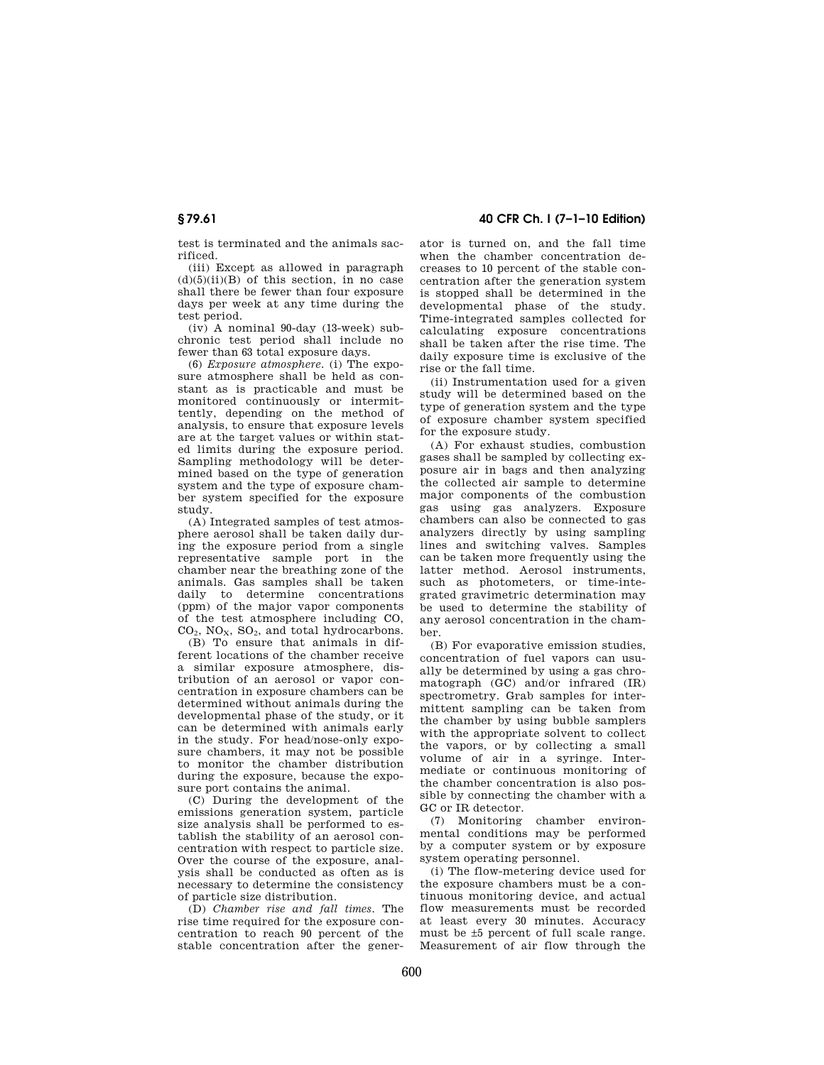test is terminated and the animals sacrificed.

(iii) Except as allowed in paragraph (d)(5)(ii)(B) of this section, in no case shall there be fewer than four exposure days per week at any time during the test period.

(iv) A nominal 90-day (13-week) subchronic test period shall include no fewer than 63 total exposure days.

(6) *Exposure atmosphere.* (i) The exposure atmosphere shall be held as constant as is practicable and must be monitored continuously or intermittently, depending on the method of analysis, to ensure that exposure levels are at the target values or within stated limits during the exposure period. Sampling methodology will be determined based on the type of generation system and the type of exposure chamber system specified for the exposure study.

(A) Integrated samples of test atmosphere aerosol shall be taken daily during the exposure period from a single representative sample port in the chamber near the breathing zone of the animals. Gas samples shall be taken daily to determine concentrations (ppm) of the major vapor components of the test atmosphere including CO, $CO_2$, $NO_X$, $SO_2$, and total hydrocarbons.

(B) To ensure that animals in different locations of the chamber receive a similar exposure atmosphere, distribution of an aerosol or vapor concentration in exposure chambers can be determined without animals during the developmental phase of the study, or it can be determined with animals early in the study. For head/nose-only exposure chambers, it may not be possible to monitor the chamber distribution during the exposure, because the exposure port contains the animal.

(C) During the development of the emissions generation system, particle size analysis shall be performed to establish the stability of an aerosol concentration with respect to particle size. Over the course of the exposure, analysis shall be conducted as often as is necessary to determine the consistency of particle size distribution.

(D) *Chamber rise and fall times.* The rise time required for the exposure concentration to reach 90 percent of the stable concentration after the generator is turned on, and the fall time when the chamber concentration decreases to 10 percent of the stable concentration after the generation system is stopped shall be determined in the developmental phase of the study. Time-integrated samples collected for calculating exposure concentrations shall be taken after the rise time. The daily exposure time is exclusive of the rise or the fall time.

(ii) Instrumentation used for a given study will be determined based on the type of generation system and the type of exposure chamber system specified for the exposure study.

(A) For exhaust studies, combustion gases shall be sampled by collecting exposure air in bags and then analyzing the collected air sample to determine major components of the combustion gas using gas analyzers. Exposure chambers can also be connected to gas analyzers directly by using sampling lines and switching valves. Samples can be taken more frequently using the latter method. Aerosol instruments, such as photometers, or time-integrated gravimetric determination may be used to determine the stability of any aerosol concentration in the chamber.

(B) For evaporative emission studies, concentration of fuel vapors can usually be determined by using a gas chromatograph (GC) and/or infrared (IR) spectrometry. Grab samples for intermittent sampling can be taken from the chamber by using bubble samplers with the appropriate solvent to collect the vapors, or by collecting a small volume of air in a syringe. Intermediate or continuous monitoring of the chamber concentration is also possible by connecting the chamber with a GC or IR detector.

(7) Monitoring chamber environmental conditions may be performed by a computer system or by exposure system operating personnel.

(i) The flow-metering device used for the exposure chambers must be a continuous monitoring device, and actual flow measurements must be recorded at least every 30 minutes. Accuracy must be ±5 percent of full scale range. Measurement of air flow through the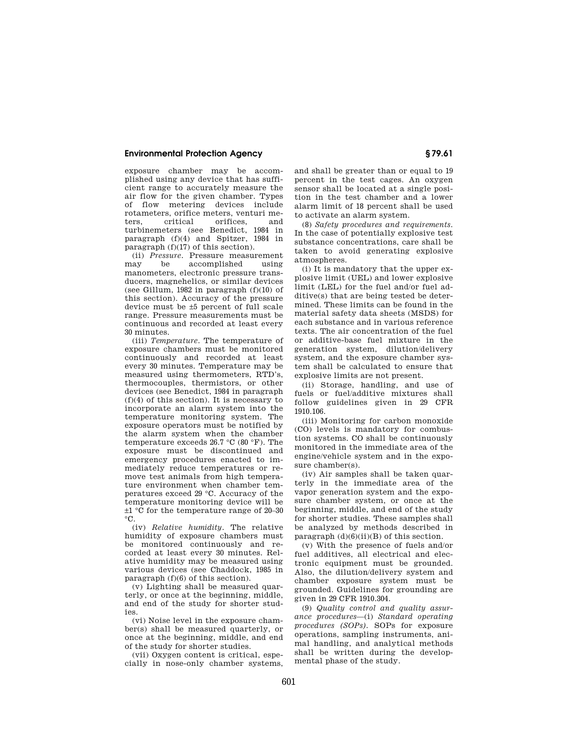exposure chamber may be accomplished using any device that has sufficient range to accurately measure the air flow for the given chamber. Types of flow metering devices include rotameters, orifice meters, venturi meters, critical orifices, and turbinemeters (see Benedict, 1984 in paragraph (f)(4) and Spitzer, 1984 in paragraph (f)(17) of this section).

(ii) *Pressure.* Pressure measurement may be accomplished using manometers, electronic pressure transducers, magnehelics, or similar devices (see Gillum, 1982 in paragraph (f)(10) of this section). Accuracy of the pressure device must be ±5 percent of full scale range. Pressure measurements must be continuous and recorded at least every 30 minutes.

(iii) *Temperature.* The temperature of exposure chambers must be monitored continuously and recorded at least every 30 minutes. Temperature may be measured using thermometers, RTD's, thermocouples, thermistors, or other devices (see Benedict, 1984 in paragraph (f)(4) of this section). It is necessary to incorporate an alarm system into the temperature monitoring system. The exposure operators must be notified by the alarm system when the chamber temperature exceeds 26.7 °C (80 °F). The exposure must be discontinued and emergency procedures enacted to immediately reduce temperatures or remove test animals from high temperature environment when chamber temperatures exceed 29 °C. Accuracy of the temperature monitoring device will be ±1 °C for the temperature range of 20–30 °C.

(iv) *Relative humidity.* The relative humidity of exposure chambers must be monitored continuously and recorded at least every 30 minutes. Relative humidity may be measured using various devices (see Chaddock, 1985 in paragraph (f)(6) of this section).

(v) Lighting shall be measured quarterly, or once at the beginning, middle, and end of the study for shorter studies.

(vi) Noise level in the exposure chamber(s) shall be measured quarterly, or once at the beginning, middle, and end of the study for shorter studies.

(vii) Oxygen content is critical, especially in nose-only chamber systems, and shall be greater than or equal to 19 percent in the test cages. An oxygen sensor shall be located at a single position in the test chamber and a lower alarm limit of 18 percent shall be used to activate an alarm system.

(8) *Safety procedures and requirements.* In the case of potentially explosive test substance concentrations, care shall be taken to avoid generating explosive atmospheres.

(i) It is mandatory that the upper explosive limit (UEL) and lower explosive limit (LEL) for the fuel and/or fuel additive(s) that are being tested be determined. These limits can be found in the material safety data sheets (MSDS) for each substance and in various reference texts. The air concentration of the fuel or additive-base fuel mixture in the generation system, dilution/delivery system, and the exposure chamber system shall be calculated to ensure that explosive limits are not present.

(ii) Storage, handling, and use of fuels or fuel/additive mixtures shall follow guidelines given in 29 CFR 1910.106.

(iii) Monitoring for carbon monoxide (CO) levels is mandatory for combustion systems. CO shall be continuously monitored in the immediate area of the engine/vehicle system and in the exposure chamber(s).

(iv) Air samples shall be taken quarterly in the immediate area of the vapor generation system and the exposure chamber system, or once at the beginning, middle, and end of the study for shorter studies. These samples shall be analyzed by methods described in paragraph (d)(6)(ii)(B) of this section.

(v) With the presence of fuels and/or fuel additives, all electrical and electronic equipment must be grounded. Also, the dilution/delivery system and chamber exposure system must be grounded. Guidelines for grounding are given in 29 CFR 1910.304.

(9) *Quality control and quality assurance procedures*—(i) *Standard operating procedures (SOPs).* SOPs for exposure operations, sampling instruments, animal handling, and analytical methods shall be written during the developmental phase of the study.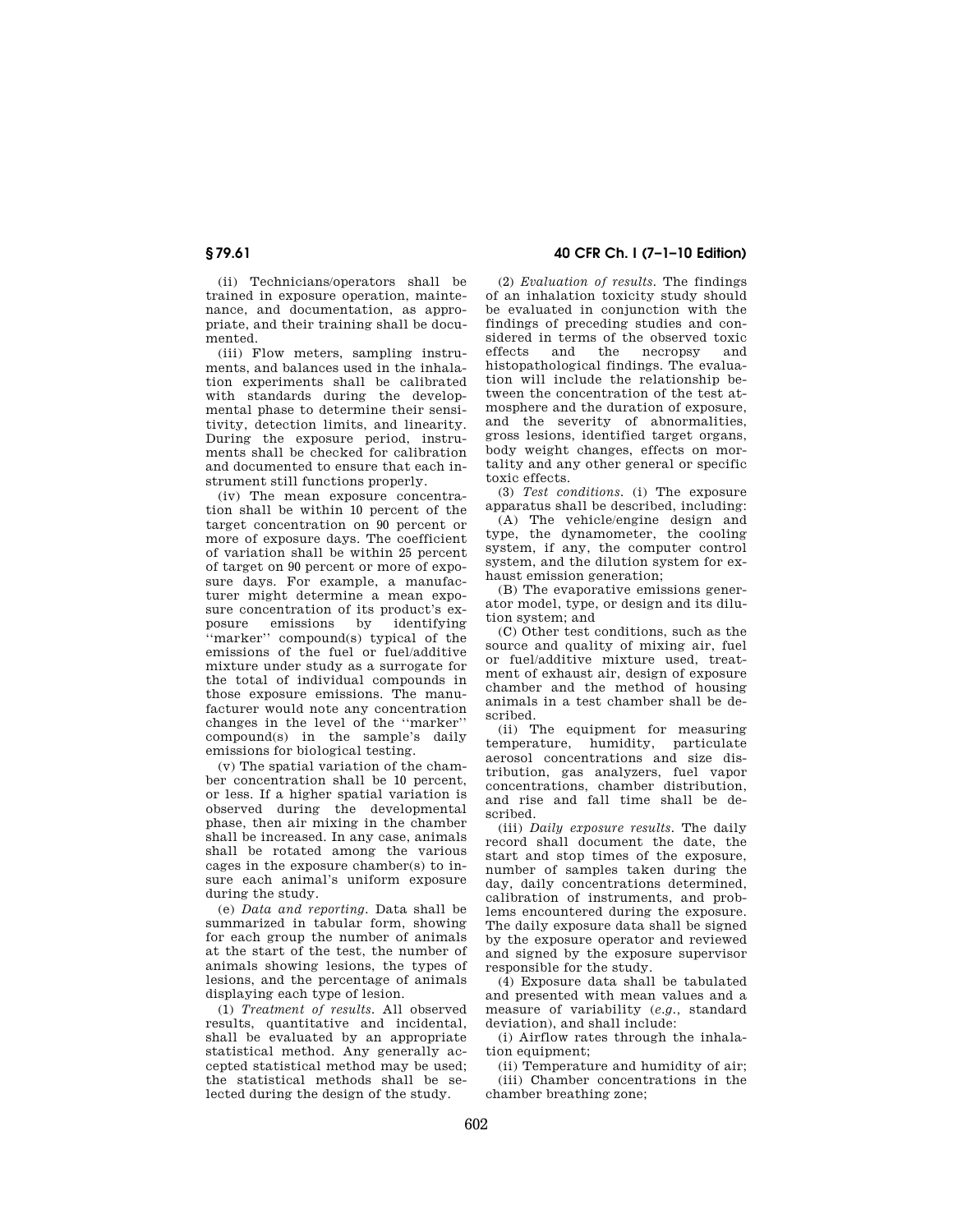(ii) Technicians/operators shall be trained in exposure operation, maintenance, and documentation, as appropriate, and their training shall be documented.

(iii) Flow meters, sampling instruments, and balances used in the inhalation experiments shall be calibrated with standards during the developmental phase to determine their sensitivity, detection limits, and linearity. During the exposure period, instruments shall be checked for calibration and documented to ensure that each instrument still functions properly.

(iv) The mean exposure concentration shall be within 10 percent of the target concentration on 90 percent or more of exposure days. The coefficient of variation shall be within 25 percent of target on 90 percent or more of exposure days. For example, a manufacturer might determine a mean exposure concentration of its product's exposure emissions by identifying ''marker'' compound(s) typical of the emissions of the fuel or fuel/additive mixture under study as a surrogate for the total of individual compounds in those exposure emissions. The manufacturer would note any concentration changes in the level of the ''marker'' compound(s) in the sample's daily emissions for biological testing.

(v) The spatial variation of the chamber concentration shall be 10 percent, or less. If a higher spatial variation is observed during the developmental phase, then air mixing in the chamber shall be increased. In any case, animals shall be rotated among the various cages in the exposure chamber(s) to insure each animal's uniform exposure during the study.

(e) *Data and reporting.* Data shall be summarized in tabular form, showing for each group the number of animals at the start of the test, the number of animals showing lesions, the types of lesions, and the percentage of animals displaying each type of lesion.

(1) *Treatment of results.* All observed results, quantitative and incidental, shall be evaluated by an appropriate statistical method. Any generally accepted statistical method may be used; the statistical methods shall be selected during the design of the study.

(2) *Evaluation of results.* The findings of an inhalation toxicity study should be evaluated in conjunction with the findings of preceding studies and considered in terms of the observed toxic effects and the necropsy and histopathological findings. The evaluation will include the relationship between the concentration of the test atmosphere and the duration of exposure, and the severity of abnormalities, gross lesions, identified target organs, body weight changes, effects on mortality and any other general or specific toxic effects.

(3) *Test conditions.* (i) The exposure apparatus shall be described, including:

(A) The vehicle/engine design and type, the dynamometer, the cooling system, if any, the computer control system, and the dilution system for exhaust emission generation;

(B) The evaporative emissions generator model, type, or design and its dilution system; and

(C) Other test conditions, such as the source and quality of mixing air, fuel or fuel/additive mixture used, treatment of exhaust air, design of exposure chamber and the method of housing animals in a test chamber shall be described.

(ii) The equipment for measuring temperature, humidity, particulate aerosol concentrations and size distribution, gas analyzers, fuel vapor concentrations, chamber distribution, and rise and fall time shall be described.

(iii) *Daily exposure results.* The daily record shall document the date, the start and stop times of the exposure, number of samples taken during the day, daily concentrations determined, calibration of instruments, and problems encountered during the exposure. The daily exposure data shall be signed by the exposure operator and reviewed and signed by the exposure supervisor responsible for the study.

(4) Exposure data shall be tabulated and presented with mean values and a measure of variability (*e.g.,* standard deviation), and shall include:

(i) Airflow rates through the inhalation equipment;

(ii) Temperature and humidity of air;

(iii) Chamber concentrations in the chamber breathing zone;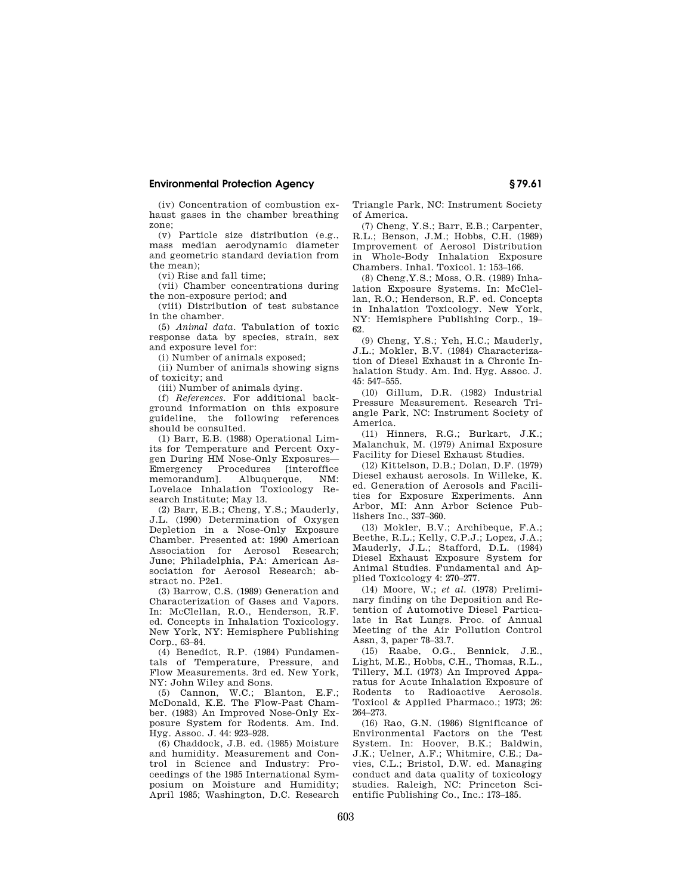(iv) Concentration of combustion exhaust gases in the chamber breathing zone;

(v) Particle size distribution (e.g., mass median aerodynamic diameter and geometric standard deviation from the mean);

(vi) Rise and fall time;

(vii) Chamber concentrations during the non-exposure period; and

(viii) Distribution of test substance in the chamber.

(5) *Animal data.* Tabulation of toxic response data by species, strain, sex and exposure level for:

(i) Number of animals exposed;

(ii) Number of animals showing signs of toxicity; and

(iii) Number of animals dying.

(f) *References.* For additional background information on this exposure guideline, the following references should be consulted.

(1) Barr, E.B. (1988) Operational Limits for Temperature and Percent Oxygen During HM Nose-Only Exposures—Emergency Procedures [interoffice memorandum]. Albuquerque, NM: Lovelace Inhalation Toxicology Research Institute; May 13.

(2) Barr, E.B.; Cheng, Y.S.; Mauderly, J.L. (1990) Determination of Oxygen Depletion in a Nose-Only Exposure Chamber. Presented at: 1990 American Association for Aerosol Research; June; Philadelphia, PA: American Association for Aerosol Research; abstract no. P2e1.

(3) Barrow, C.S. (1989) Generation and Characterization of Gases and Vapors. In: McClellan, R.O., Henderson, R.F. ed. Concepts in Inhalation Toxicology. New York, NY: Hemisphere Publishing Corp., 63–84.

(4) Benedict, R.P. (1984) Fundamentals of Temperature, Pressure, and Flow Measurements. 3rd ed. New York, NY: John Wiley and Sons.

(5) Cannon, W.C.; Blanton, E.F.; McDonald, K.E. The Flow-Past Chamber. (1983) An Improved Nose-Only Exposure System for Rodents. Am. Ind. Hyg. Assoc. J. 44: 923–928.

(6) Chaddock, J.B. ed. (1985) Moisture and humidity. Measurement and Control in Science and Industry: Proceedings of the 1985 International Symposium on Moisture and Humidity; April 1985; Washington, D.C. Research Triangle Park, NC: Instrument Society of America.

(7) Cheng, Y.S.; Barr, E.B.; Carpenter, R.L.; Benson, J.M.; Hobbs, C.H. (1989) Improvement of Aerosol Distribution in Whole-Body Inhalation Exposure Chambers. Inhal. Toxicol. 1: 153–166.

(8) Cheng,Y.S.; Moss, O.R. (1989) Inhalation Exposure Systems. In: McClellan, R.O.; Henderson, R.F. ed. Concepts in Inhalation Toxicology. New York, NY: Hemisphere Publishing Corp., 19–62.

(9) Cheng, Y.S.; Yeh, H.C.; Mauderly, J.L.; Mokler, B.V. (1984) Characterization of Diesel Exhaust in a Chronic Inhalation Study. Am. Ind. Hyg. Assoc. J. 45: 547–555.

(10) Gillum, D.R. (1982) Industrial Pressure Measurement. Research Triangle Park, NC: Instrument Society of America.

(11) Hinners, R.G.; Burkart, J.K.; Malanchuk, M. (1979) Animal Exposure Facility for Diesel Exhaust Studies.

(12) Kittelson, D.B.; Dolan, D.F. (1979) Diesel exhaust aerosols. In Willeke, K. ed. Generation of Aerosols and Facilities for Exposure Experiments. Ann Arbor, MI: Ann Arbor Science Publishers Inc., 337–360.

(13) Mokler, B.V.; Archibeque, F.A.; Beethe, R.L.; Kelly, C.P.J.; Lopez, J.A.; Mauderly, J.L.; Stafford, D.L. (1984) Diesel Exhaust Exposure System for Animal Studies. Fundamental and Applied Toxicology 4: 270–277.

(14) Moore, W.; *et al.* (1978) Preliminary finding on the Deposition and Retention of Automotive Diesel Particulate in Rat Lungs. Proc. of Annual Meeting of the Air Pollution Control Assn, 3, paper 78–33.7.

(15) Raabe, O.G., Bennick, J.E., Light, M.E., Hobbs, C.H., Thomas, R.L., Tillery, M.I. (1973) An Improved Apparatus for Acute Inhalation Exposure of Rodents to Radioactive Aerosols. Toxicol & Applied Pharmaco.; 1973; 26: 264–273.

(16) Rao, G.N. (1986) Significance of Environmental Factors on the Test System. In: Hoover, B.K.; Baldwin, J.K.; Uelner, A.F.; Whitmire, C.E.; Davies, C.L.; Bristol, D.W. ed. Managing conduct and data quality of toxicology studies. Raleigh, NC: Princeton Scientific Publishing Co., Inc.: 173–185.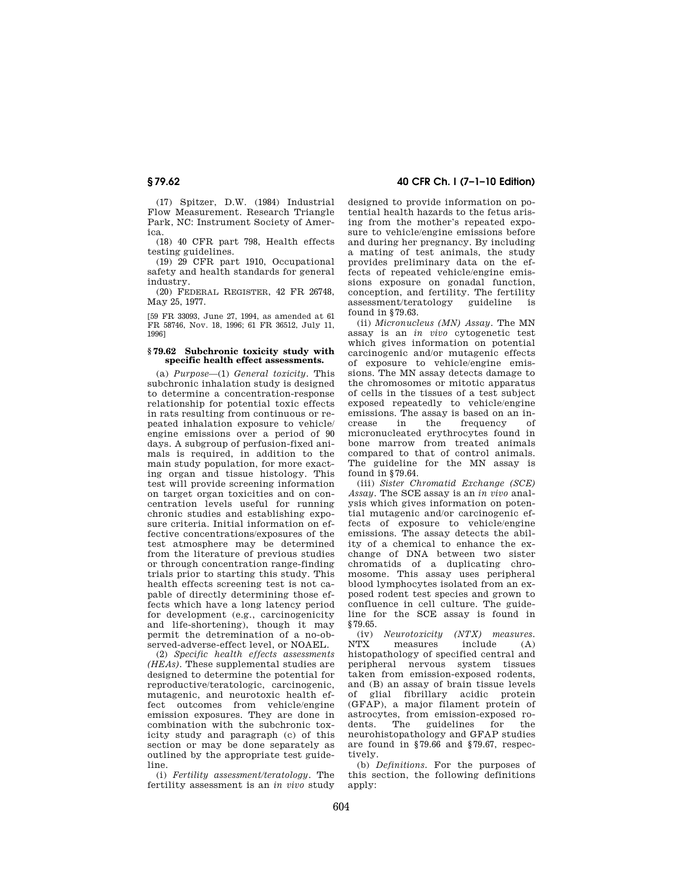(17) Spitzer, D.W. (1984) Industrial Flow Measurement. Research Triangle Park, NC: Instrument Society of America.

(18) 40 CFR part 798, Health effects testing guidelines.

(19) 29 CFR part 1910, Occupational safety and health standards for general industry.

(20) FEDERAL REGISTER, 42 FR 26748, May 25, 1977.

[59 FR 33093, June 27, 1994, as amended at 61 FR 58746, Nov. 18, 1996; 61 FR 36512, July 11, 1996]

## § 79.62 Subchronic toxicity study with specific health effect assessments.

(a) *Purpose*—(1) *General toxicity*. This subchronic inhalation study is designed to determine a concentration-response relationship for potential toxic effects in rats resulting from continuous or repeated inhalation exposure to vehicle/engine emissions over a period of 90 days. A subgroup of perfusion-fixed animals is required, in addition to the main study population, for more exacting organ and tissue histology. This test will provide screening information on target organ toxicities and on concentration levels useful for running chronic studies and establishing exposure criteria. Initial information on effective concentrations/exposures of the test atmosphere may be determined from the literature of previous studies or through concentration range-finding trials prior to starting this study. This health effects screening test is not capable of directly determining those effects which have a long latency period for development (e.g., carcinogenicity and life-shortening), though it may permit the detremination of a no-observed-adverse-effect level, or NOAEL.

(2) *Specific health effects assessments (HEAs)*. These supplemental studies are designed to determine the potential for reproductive/teratologic, carcinogenic, mutagenic, and neurotoxic health effect outcomes from vehicle/engine emission exposures. They are done in combination with the subchronic toxicity study and paragraph (c) of this section or may be done separately as outlined by the appropriate test guideline.

(i) *Fertility assessment/teratology*. The fertility assessment is an *in vivo* study designed to provide information on potential health hazards to the fetus arising from the mother's repeated exposure to vehicle/engine emissions before and during her pregnancy. By including a mating of test animals, the study provides preliminary data on the effects of repeated vehicle/engine emissions exposure on gonadal function, conception, and fertility. The fertility assessment/teratology guideline is found in §79.63.

(ii) *Micronucleus (MN) Assay*. The MN assay is an *in vivo* cytogenetic test which gives information on potential carcinogenic and/or mutagenic effects of exposure to vehicle/engine emissions. The MN assay detects damage to the chromosomes or mitotic apparatus of cells in the tissues of a test subject exposed repeatedly to vehicle/engine emissions. The assay is based on an increase in the frequency of micronucleated erythrocytes found in bone marrow from treated animals compared to that of control animals. The guideline for the MN assay is found in §79.64.

(iii) *Sister Chromatid Exchange (SCE) Assay*. The SCE assay is an *in vivo* analysis which gives information on potential mutagenic and/or carcinogenic effects of exposure to vehicle/engine emissions. The assay detects the ability of a chemical to enhance the exchange of DNA between two sister chromatids of a duplicating chromosome. This assay uses peripheral blood lymphocytes isolated from an exposed rodent test species and grown to confluence in cell culture. The guideline for the SCE assay is found in §79.65.

(iv) *Neurotoxicity (NTX) measures*. NTX measures include (A) histopathology of specified central and peripheral nervous system tissues taken from emission-exposed rodents, and (B) an assay of brain tissue levels of glial fibrillary acidic protein (GFAP), a major filament protein of astrocytes, from emission-exposed rodents. The guidelines for the neurohistopathology and GFAP studies are found in §79.66 and §79.67, respectively.

(b) *Definitions*. For the purposes of this section, the following definitions apply: